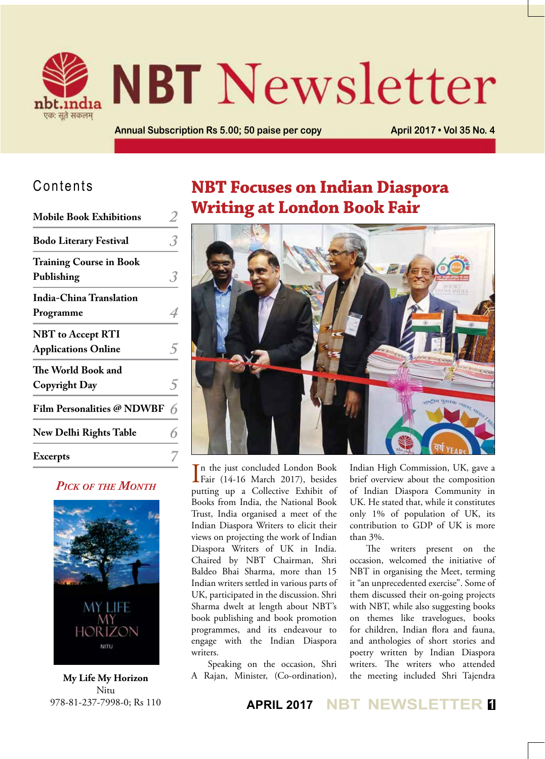# NBT Newsletter

Annual Subscription Rs 5.00; 50 paise per copy

April 2017 • Vol 35 No. 4

## Contents

| | |
|---|---|
| Mobile Book Exhibitions | 2 |
| Bodo Literary Festival | 3 |
| Training Course in Book Publishing | 3 |
| India-China Translation Programme | 4 |
| NBT to Accept RTI Applications Online | 5 |
| The World Book and Copyright Day | 5 |
| Film Personalities @ NDWBF | 6 |
| New Delhi Rights Table | 6 |
| Excerpts | 7 |

*PICK OF THE MONTH*

**My Life My Horizon**
Nitu
978-81-237-7998-0; Rs 110

## NBT Focuses on Indian Diaspora Writing at London Book Fair

In the just concluded London Book Fair (14-16 March 2017), besides putting up a Collective Exhibit of Books from India, the National Book Trust, India organised a meet of the Indian Diaspora Writers to elicit their views on projecting the work of Indian Diaspora Writers of UK in India. Chaired by NBT Chairman, Shri Baldeo Bhai Sharma, more than 15 Indian writers settled in various parts of UK, participated in the discussion. Shri Sharma dwelt at length about NBT's book publishing and book promotion programmes, and its endeavour to engage with the Indian Diaspora writers.

Speaking on the occasion, Shri A Rajan, Minister, (Co-ordination), Indian High Commission, UK, gave a brief overview about the composition of Indian Diaspora Community in UK. He stated that, while it constitutes only 1% of population of UK, its contribution to GDP of UK is more than 3%.

The writers present on the occasion, welcomed the initiative of NBT in organising the Meet, terming it "an unprecedented exercise". Some of them discussed their on-going projects with NBT, while also suggesting books on themes like travelogues, books for children, Indian flora and fauna, and anthologies of short stories and poetry written by Indian Diaspora writers. The writers who attended the meeting included Shri Tajendra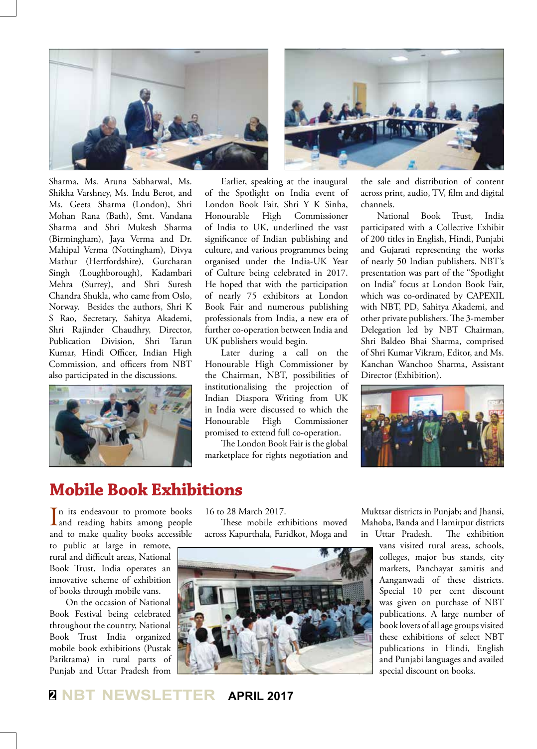Sharma, Ms. Aruna Sabharwal, Ms. Shikha Varshney, Ms. Indu Berot, and Ms. Geeta Sharma (London), Shri Mohan Rana (Bath), Smt. Vandana Sharma and Shri Mukesh Sharma (Birmingham), Jaya Verma and Dr. Mahipal Verma (Nottingham), Divya Mathur (Hertfordshire), Gurcharan Singh (Loughborough), Kadambari Mehra (Surrey), and Shri Suresh Chandra Shukla, who came from Oslo, Norway. Besides the authors, Shri K S Rao, Secretary, Sahitya Akademi, Shri Rajinder Chaudhry, Director, Publication Division, Shri Tarun Kumar, Hindi Officer, Indian High Commission, and officers from NBT also participated in the discussions.

Earlier, speaking at the inaugural of the Spotlight on India event of London Book Fair, Shri Y K Sinha, Honourable High Commissioner of India to UK, underlined the vast significance of Indian publishing and culture, and various programmes being organised under the India-UK Year of Culture being celebrated in 2017. He hoped that with the participation of nearly 75 exhibitors at London Book Fair and numerous publishing professionals from India, a new era of further co-operation between India and UK publishers would begin.

Later during a call on the Honourable High Commissioner by the Chairman, NBT, possibilities of institutionalising the projection of Indian Diaspora Writing from UK in India were discussed to which the Honourable High Commissioner promised to extend full co-operation.

The London Book Fair is the global marketplace for rights negotiation and the sale and distribution of content across print, audio, TV, film and digital channels.

National Book Trust, India participated with a Collective Exhibit of 200 titles in English, Hindi, Punjabi and Gujarati representing the works of nearly 50 Indian publishers. NBT's presentation was part of the "Spotlight on India" focus at London Book Fair, which was co-ordinated by CAPEXIL with NBT, PD, Sahitya Akademi, and other private publishers. The 3-member Delegation led by NBT Chairman, Shri Baldeo Bhai Sharma, comprised of Shri Kumar Vikram, Editor, and Ms. Kanchan Wanchoo Sharma, Assistant Director (Exhibition).

## Mobile Book Exhibitions

In its endeavour to promote books and reading habits among people and to make quality books accessible to public at large in remote, rural and difficult areas, National Book Trust, India operates an innovative scheme of exhibition of books through mobile vans.

On the occasion of National Book Festival being celebrated throughout the country, National Book Trust India organized mobile book exhibitions (Pustak Parikrama) in rural parts of Punjab and Uttar Pradesh from 16 to 28 March 2017.

These mobile exhibitions moved across Kapurthala, Faridkot, Moga and Muktsar districts in Punjab; and Jhansi, Mahoba, Banda and Hamirpur districts in Uttar Pradesh. The exhibition vans visited rural areas, schools, colleges, major bus stands, city markets, Panchayat samitis and Aanganwadi of these districts. Special 10 per cent discount was given on purchase of NBT publications. A large number of book lovers of all age groups visited these exhibitions of select NBT publications in Hindi, English and Punjabi languages and availed special discount on books.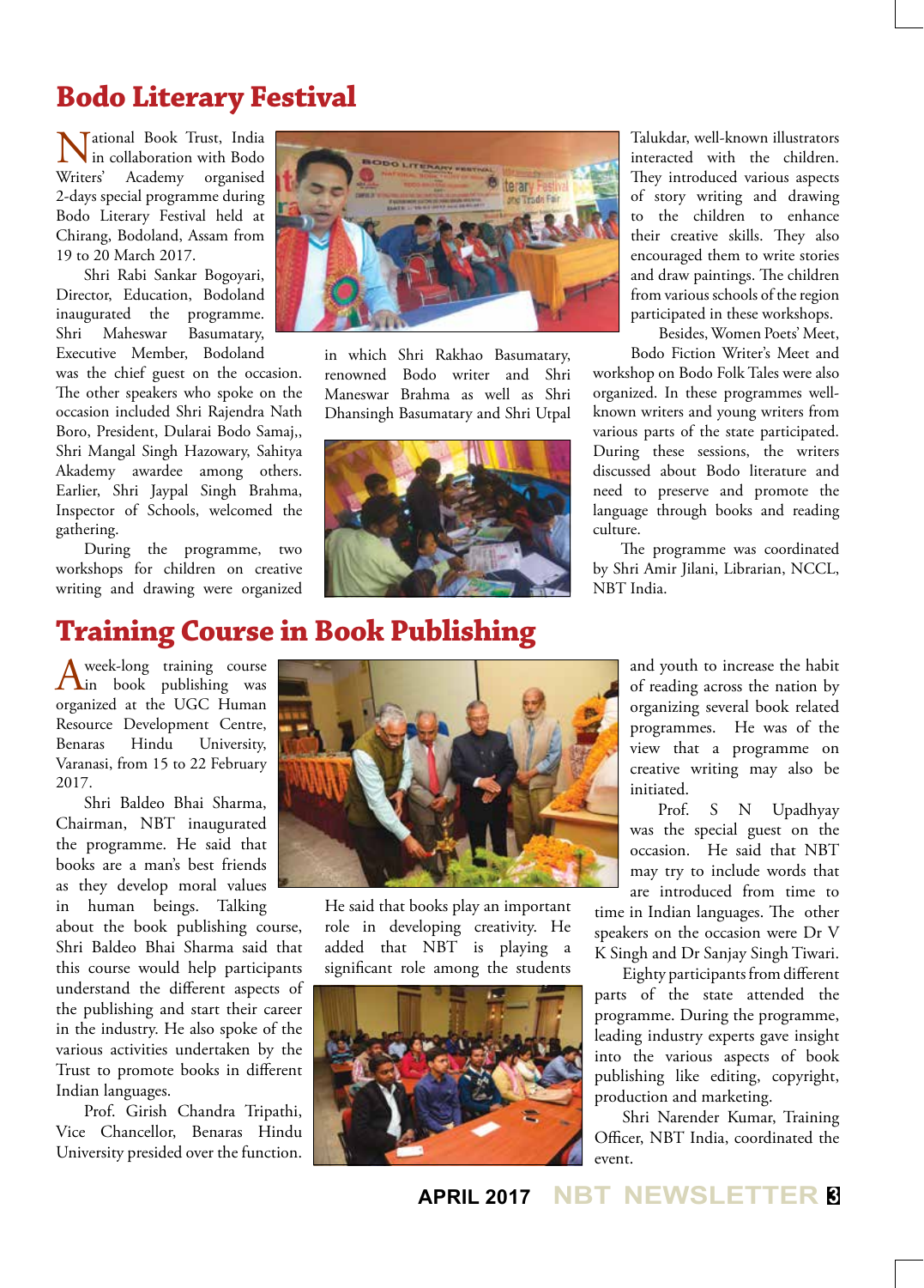## Bodo Literary Festival

National Book Trust, India in collaboration with Bodo Writers' Academy organised 2-days special programme during Bodo Literary Festival held at Chirang, Bodoland, Assam from 19 to 20 March 2017.

Shri Rabi Sankar Bogoyari, Director, Education, Bodoland inaugurated the programme. Shri Maheswar Basumatary, Executive Member, Bodoland was the chief guest on the occasion. The other speakers who spoke on the occasion included Shri Rajendra Nath Boro, President, Dularai Bodo Samaj,, Shri Mangal Singh Hazowary, Sahitya Akadamy awardee among others. Earlier, Shri Jaypal Singh Brahma, Inspector of Schools, welcomed the gathering.

During the programme, two workshops for children on creative writing and drawing were organized in which Shri Rakhao Basumatary, renowned Bodo writer and Shri Maneswar Brahma as well as Shri Dhansingh Basumatary and Shri Utpal Talukdar, well-known illustrators interacted with the children. They introduced various aspects of story writing and drawing to the children to enhance their creative skills. They also encouraged them to write stories and draw paintings. The children from various schools of the region participated in these workshops.

Besides, Women Poets' Meet, Bodo Fiction Writer's Meet and workshop on Bodo Folk Tales were also organized. In these programmes well-known writers and young writers from various parts of the state participated. During these sessions, the writers discussed about Bodo literature and need to preserve and promote the language through books and reading culture.

The programme was coordinated by Shri Amir Jilani, Librarian, NCCL, NBT India.

## Training Course in Book Publishing

A week-long training course in book publishing was organized at the UGC Human Resource Development Centre, Benaras Hindu University, Varanasi, from 15 to 22 February 2017.

Shri Baldeo Bhai Sharma, Chairman, NBT inaugurated the programme. He said that books are a man's best friends as they develop moral values in human beings. Talking about the book publishing course, Shri Baldeo Bhai Sharma said that this course would help participants understand the different aspects of the publishing and start their career in the industry. He also spoke of the various activities undertaken by the Trust to promote books in different Indian languages.

Prof. Girish Chandra Tripathi, Vice Chancellor, Benaras Hindu University presided over the function. He said that books play an important role in developing creativity. He added that NBT is playing a significant role among the students and youth to increase the habit of reading across the nation by organizing several book related programmes. He was of the view that a programme on creative writing may also be initiated.

Prof. S N Upadhyay was the special guest on the occasion. He said that NBT may try to include words that are introduced from time to time in Indian languages. The other speakers on the occasion were Dr V K Singh and Dr Sanjay Singh Tiwari.

Eighty participants from different parts of the state attended the programme. During the programme, leading industry experts gave insight into the various aspects of book publishing like editing, copyright, production and marketing.

Shri Narender Kumar, Training Officer, NBT India, coordinated the event.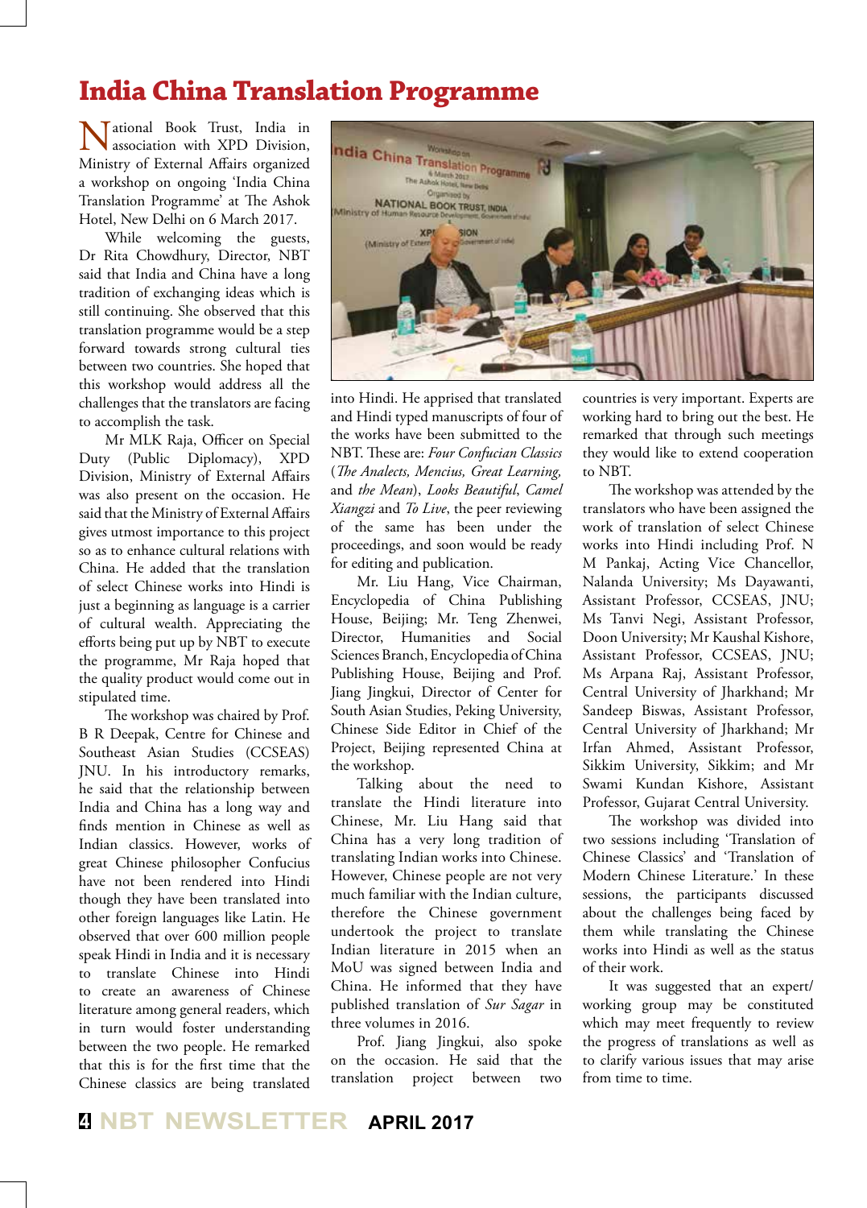# India China Translation Programme

National Book Trust, India in association with XPD Division, Ministry of External Affairs organized a workshop on ongoing 'India China Translation Programme' at The Ashok Hotel, New Delhi on 6 March 2017.

While welcoming the guests, Dr Rita Chowdhury, Director, NBT said that India and China have a long tradition of exchanging ideas which is still continuing. She observed that this translation programme would be a step forward towards strong cultural ties between two countries. She hoped that this workshop would address all the challenges that the translators are facing to accomplish the task.

Mr MLK Raja, Officer on Special Duty (Public Diplomacy), XPD Division, Ministry of External Affairs was also present on the occasion. He said that the Ministry of External Affairs gives utmost importance to this project so as to enhance cultural relations with China. He added that the translation of select Chinese works into Hindi is just a beginning as language is a carrier of cultural wealth. Appreciating the efforts being put up by NBT to execute the programme, Mr Raja hoped that the quality product would come out in stipulated time.

The workshop was chaired by Prof. B R Deepak, Centre for Chinese and Southeast Asian Studies (CCSEAS) JNU. In his introductory remarks, he said that the relationship between India and China has a long way and finds mention in Chinese as well as Indian classics. However, works of great Chinese philosopher Confucius have not been rendered into Hindi though they have been translated into other foreign languages like Latin. He observed that over 600 million people speak Hindi in India and it is necessary to translate Chinese into Hindi to create an awareness of Chinese literature among general readers, which in turn would foster understanding between the two people. He remarked that this is for the first time that the Chinese classics are being translated into Hindi. He apprised that translated and Hindi typed manuscripts of four of the works have been submitted to the NBT. These are: *Four Confucian Classics* (*The Analects, Mencius, Great Learning,* and *the Mean*), *Looks Beautiful*, *Camel Xiangzi* and *To Live*, the peer reviewing of the same has been under the proceedings, and soon would be ready for editing and publication.

Mr. Liu Hang, Vice Chairman, Encyclopedia of China Publishing House, Beijing; Mr. Teng Zhenwei, Director, Humanities and Social Sciences Branch, Encyclopedia of China Publishing House, Beijing and Prof. Jiang Jingkui, Director of Center for South Asian Studies, Peking University, Chinese Side Editor in Chief of the Project, Beijing represented China at the workshop.

Talking about the need to translate the Hindi literature into Chinese, Mr. Liu Hang said that China has a very long tradition of translating Indian works into Chinese. However, Chinese people are not very much familiar with the Indian culture, therefore the Chinese government undertook the project to translate Indian literature in 2015 when an MoU was signed between India and China. He informed that they have published translation of *Sur Sagar* in three volumes in 2016.

Prof. Jiang Jingkui, also spoke on the occasion. He said that the translation project between two countries is very important. Experts are working hard to bring out the best. He remarked that through such meetings they would like to extend cooperation to NBT.

The workshop was attended by the translators who have been assigned the work of translation of select Chinese works into Hindi including Prof. N M Pankaj, Acting Vice Chancellor, Nalanda University; Ms Dayawanti, Assistant Professor, CCSEAS, JNU; Ms Tanvi Negi, Assistant Professor, Doon University; Mr Kaushal Kishore, Assistant Professor, CCSEAS, JNU; Ms Arpana Raj, Assistant Professor, Central University of Jharkhand; Mr Sandeep Biswas, Assistant Professor, Central University of Jharkhand; Mr Irfan Ahmed, Assistant Professor, Sikkim University, Sikkim; and Mr Swami Kundan Kishore, Assistant Professor, Gujarat Central University.

The workshop was divided into two sessions including 'Translation of Chinese Classics' and 'Translation of Modern Chinese Literature.' In these sessions, the participants discussed about the challenges being faced by them while translating the Chinese works into Hindi as well as the status of their work.

It was suggested that an expert/working group may be constituted which may meet frequently to review the progress of translations as well as to clarify various issues that may arise from time to time.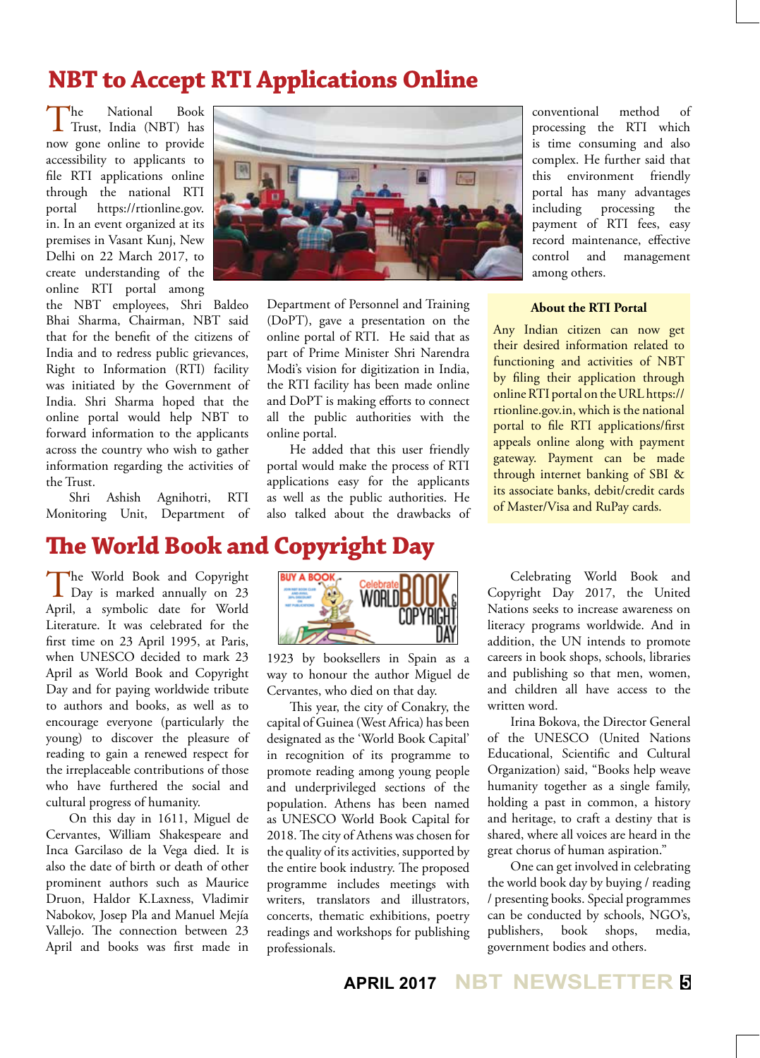# NBT to Accept RTI Applications Online

The National Book Trust, India (NBT) has now gone online to provide accessibility to applicants to file RTI applications online through the national RTI portal https://rtionline.gov.in. In an event organized at its premises in Vasant Kunj, New Delhi on 22 March 2017, to create understanding of the online RTI portal among the NBT employees, Shri Baldeo Bhai Sharma, Chairman, NBT said that for the benefit of the citizens of India and to redress public grievances, Right to Information (RTI) facility was initiated by the Government of India. Shri Sharma hoped that the online portal would help NBT to forward information to the applicants across the country who wish to gather information regarding the activities of the Trust.

Shri Ashish Agnihotri, RTI Monitoring Unit, Department of Department of Personnel and Training (DoPT), gave a presentation on the online portal of RTI. He said that as part of Prime Minister Shri Narendra Modi's vision for digitization in India, the RTI facility has been made online and DoPT is making efforts to connect all the public authorities with the online portal.

He added that this user friendly portal would make the process of RTI applications easy for the applicants as well as the public authorities. He also talked about the drawbacks of conventional method of processing the RTI which is time consuming and also complex. He further said that this environment friendly portal has many advantages including processing the payment of RTI fees, easy record maintenance, effective control and management among others.

**About the RTI Portal**

Any Indian citizen can now get their desired information related to functioning and activities of NBT by filing their application through online RTI portal on the URL https://rtionline.gov.in, which is the national portal to file RTI applications/first appeals online along with payment gateway. Payment can be made through internet banking of SBI & its associate banks, debit/credit cards of Master/Visa and RuPay cards.

# The World Book and Copyright Day

The World Book and Copyright Day is marked annually on 23 April, a symbolic date for World Literature. It was celebrated for the first time on 23 April 1995, at Paris, when UNESCO decided to mark 23 April as World Book and Copyright Day and for paying worldwide tribute to authors and books, as well as to encourage everyone (particularly the young) to discover the pleasure of reading to gain a renewed respect for the irreplaceable contributions of those who have furthered the social and cultural progress of humanity.

On this day in 1611, Miguel de Cervantes, William Shakespeare and Inca Garcilaso de la Vega died. It is also the date of birth or death of other prominent authors such as Maurice Druon, Haldor K.Laxness, Vladimir Nabokov, Josep Pla and Manuel Mejía Vallejo. The connection between 23 April and books was first made in 1923 by booksellers in Spain as a way to honour the author Miguel de Cervantes, who died on that day.

This year, the city of Conakry, the capital of Guinea (West Africa) has been designated as the 'World Book Capital' in recognition of its programme to promote reading among young people and underprivileged sections of the population. Athens has been named as UNESCO World Book Capital for 2018. The city of Athens was chosen for the quality of its activities, supported by the entire book industry. The proposed programme includes meetings with writers, translators and illustrators, concerts, thematic exhibitions, poetry readings and workshops for publishing professionals.

Celebrating World Book and Copyright Day 2017, the United Nations seeks to increase awareness on literacy programs worldwide. And in addition, the UN intends to promote careers in book shops, schools, libraries and publishing so that men, women, and children all have access to the written word.

Irina Bokova, the Director General of the UNESCO (United Nations Educational, Scientific and Cultural Organization) said, "Books help weave humanity together as a single family, holding a past in common, a history and heritage, to craft a destiny that is shared, where all voices are heard in the great chorus of human aspiration."

One can get involved in celebrating the world book day by buying / reading / presenting books. Special programmes can be conducted by schools, NGO's, publishers, book shops, media, government bodies and others.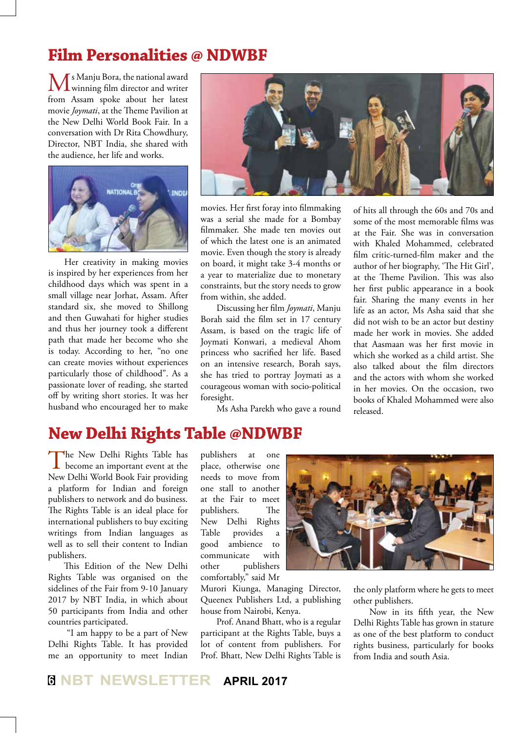## Film Personalities @ NDWBF

Ms Manju Bora, the national award winning film director and writer from Assam spoke about her latest movie *Joymati*, at the Theme Pavilion at the New Delhi World Book Fair. In a conversation with Dr Rita Chowdhury, Director, NBT India, she shared with the audience, her life and works.

Her creativity in making movies is inspired by her experiences from her childhood days which was spent in a small village near Jorhat, Assam. After standard six, she moved to Shillong and then Guwahati for higher studies and thus her journey took a different path that made her become who she is today. According to her, "no one can create movies without experiences particularly those of childhood". As a passionate lover of reading, she started off by writing short stories. It was her husband who encouraged her to make movies. Her first foray into filmmaking was a serial she made for a Bombay filmmaker. She made ten movies out of which the latest one is an animated movie. Even though the story is already on board, it might take 3-4 months or a year to materialize due to monetary constraints, but the story needs to grow from within, she added.

Discussing her film *Joymati*, Manju Borah said the film set in 17 century Assam, is based on the tragic life of Joymati Konwari, a medieval Ahom princess who sacrified her life. Based on an intensive research, Borah says, she has tried to portray Joymati as a courageous woman with socio-political foresight.

Ms Asha Parekh who gave a round of hits all through the 60s and 70s and some of the most memorable films was at the Fair. She was in conversation with Khaled Mohammed, celebrated film critic-turned-film maker and the author of her biography, 'The Hit Girl', at the Theme Pavilion. This was also her first public appearance in a book fair. Sharing the many events in her life as an actor, Ms Asha said that she did not wish to be an actor but destiny made her work in movies. She added that Aasmaan was her first movie in which she worked as a child artist. She also talked about the film directors and the actors with whom she worked in her movies. On the occasion, two books of Khaled Mohammed were also released.

## New Delhi Rights Table @NDWBF

The New Delhi Rights Table has become an important event at the New Delhi World Book Fair providing a platform for Indian and foreign publishers to network and do business. The Rights Table is an ideal place for international publishers to buy exciting writings from Indian languages as well as to sell their content to Indian publishers.

This Edition of the New Delhi Rights Table was organised on the sidelines of the Fair from 9-10 January 2017 by NBT India, in which about 50 participants from India and other countries participated.

"I am happy to be a part of New Delhi Rights Table. It has provided me an opportunity to meet Indian publishers at one place, otherwise one needs to move from one stall to another at the Fair to meet publishers. The New Delhi Rights Table provides a good ambience to communicate with other publishers comfortably," said Mr Murori Kiunga, Managing Director, Queenex Publishers Ltd, a publishing house from Nairobi, Kenya.

Prof. Anand Bhatt, who is a regular participant at the Rights Table, buys a lot of content from publishers. For Prof. Bhatt, New Delhi Rights Table is the only platform where he gets to meet other publishers.

Now in its fifth year, the New Delhi Rights Table has grown in stature as one of the best platform to conduct rights business, particularly for books from India and south Asia.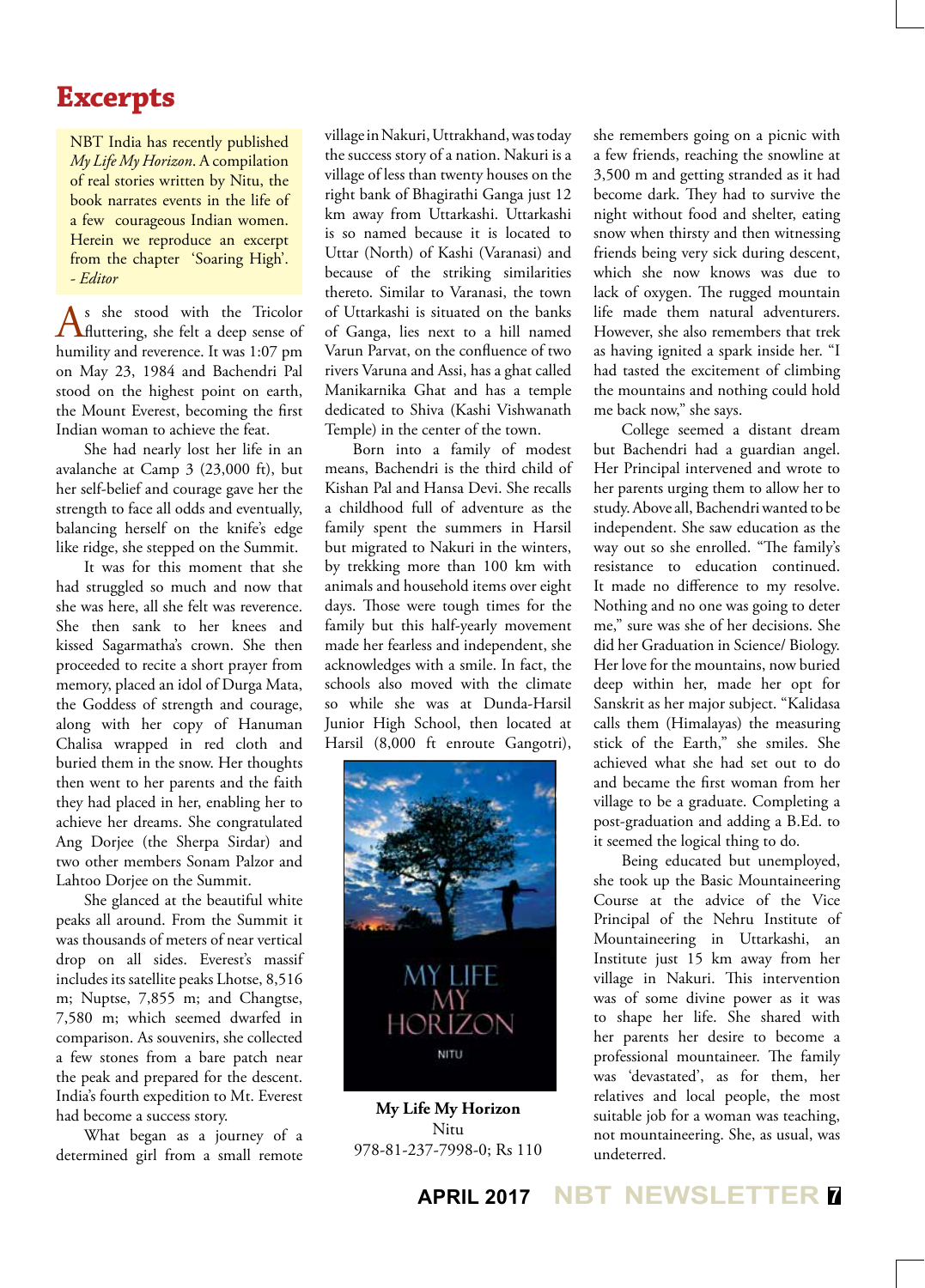# Excerpts

NBT India has recently published *My Life My Horizon*. A compilation of real stories written by Nitu, the book narrates events in the life of a few courageous Indian women. Herein we reproduce an excerpt from the chapter 'Soaring High'.
*- Editor*

As she stood with the Tricolor fluttering, she felt a deep sense of humility and reverence. It was 1:07 pm on May 23, 1984 and Bachendri Pal stood on the highest point on earth, the Mount Everest, becoming the first Indian woman to achieve the feat.

She had nearly lost her life in an avalanche at Camp 3 (23,000 ft), but her self-belief and courage gave her the strength to face all odds and eventually, balancing herself on the knife's edge like ridge, she stepped on the Summit.

It was for this moment that she had struggled so much and now that she was here, all she felt was reverence. She then sank to her knees and kissed Sagarmatha's crown. She then proceeded to recite a short prayer from memory, placed an idol of Durga Mata, the Goddess of strength and courage, along with her copy of Hanuman Chalisa wrapped in red cloth and buried them in the snow. Her thoughts then went to her parents and the faith they had placed in her, enabling her to achieve her dreams. She congratulated Ang Dorjee (the Sherpa Sirdar) and two other members Sonam Palzor and Lahtoo Dorjee on the Summit.

She glanced at the beautiful white peaks all around. From the Summit it was thousands of meters of near vertical drop on all sides. Everest's massif includes its satellite peaks Lhotse, 8,516 m; Nuptse, 7,855 m; and Changtse, 7,580 m; which seemed dwarfed in comparison. As souvenirs, she collected a few stones from a bare patch near the peak and prepared for the descent. India's fourth expedition to Mt. Everest had become a success story.

What began as a journey of a determined girl from a small remote village in Nakuri, Uttrakhand, was today the success story of a nation. Nakuri is a village of less than twenty houses on the right bank of Bhagirathi Ganga just 12 km away from Uttarkashi. Uttarkashi is so named because it is located to Uttar (North) of Kashi (Varanasi) and because of the striking similarities thereto. Similar to Varanasi, the town of Uttarkashi is situated on the banks of Ganga, lies next to a hill named Varun Parvat, on the confluence of two rivers Varuna and Assi, has a ghat called Manikarnika Ghat and has a temple dedicated to Shiva (Kashi Vishwanath Temple) in the center of the town.

Born into a family of modest means, Bachendri is the third child of Kishan Pal and Hansa Devi. She recalls a childhood full of adventure as the family spent the summers in Harsil but migrated to Nakuri in the winters, by trekking more than 100 km with animals and household items over eight days. Those were tough times for the family but this half-yearly movement made her fearless and independent, she acknowledges with a smile. In fact, the schools also moved with the climate so while she was at Dunda-Harsil Junior High School, then located at Harsil (8,000 ft enroute Gangotri), she remembers going on a picnic with a few friends, reaching the snowline at 3,500 m and getting stranded as it had become dark. They had to survive the night without food and shelter, eating snow when thirsty and then witnessing friends being very sick during descent, which she now knows was due to lack of oxygen. The rugged mountain life made them natural adventurers. However, she also remembers that trek as having ignited a spark inside her. "I had tasted the excitement of climbing the mountains and nothing could hold me back now," she says.

**My Life My Horizon**
Nitu
978-81-237-7998-0; Rs 110

College seemed a distant dream but Bachendri had a guardian angel. Her Principal intervened and wrote to her parents urging them to allow her to study. Above all, Bachendri wanted to be independent. She saw education as the way out so she enrolled. "The family's resistance to education continued. It made no difference to my resolve. Nothing and no one was going to deter me," sure was she of her decisions. She did her Graduation in Science/ Biology. Her love for the mountains, now buried deep within her, made her opt for Sanskrit as her major subject. "Kalidasa calls them (Himalayas) the measuring stick of the Earth," she smiles. She achieved what she had set out to do and became the first woman from her village to be a graduate. Completing a post-graduation and adding a B.Ed. to it seemed the logical thing to do.

Being educated but unemployed, she took up the Basic Mountaineering Course at the advice of the Vice Principal of the Nehru Institute of Mountaineering in Uttarkashi, an Institute just 15 km away from her village in Nakuri. This intervention was of some divine power as it was to shape her life. She shared with her parents her desire to become a professional mountaineer. The family was 'devastated', as for them, her relatives and local people, the most suitable job for a woman was teaching, not mountaineering. She, as usual, was undeterred.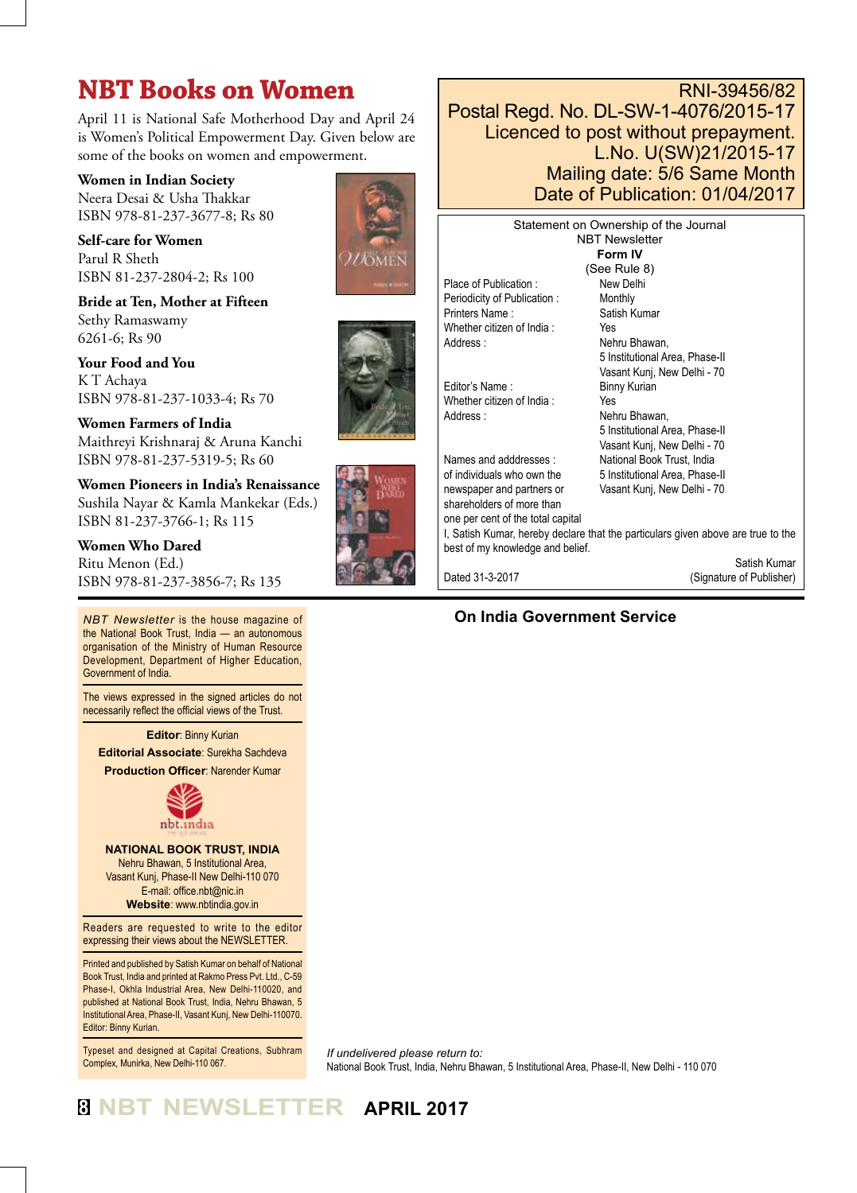# NBT Books on Women

April 11 is National Safe Motherhood Day and April 24 is Women's Political Empowerment Day. Given below are some of the books on women and empowerment.

**Women in Indian Society**
Neera Desai & Usha Thakkar
ISBN 978-81-237-3677-8; Rs 80

**Self-care for Women**
Parul R Sheth
ISBN 81-237-2804-2; Rs 100

**Bride at Ten, Mother at Fifteen**
Sethy Ramaswamy
6261-6; Rs 90

**Your Food and You**
K T Achaya
ISBN 978-81-237-1033-4; Rs 70

**Women Farmers of India**
Maithreyi Krishnaraj & Aruna Kanchi
ISBN 978-81-237-5319-5; Rs 60

**Women Pioneers in India's Renaissance**
Sushila Nayar & Kamla Mankekar (Eds.)
ISBN 81-237-3766-1; Rs 115

**Women Who Dared**
Ritu Menon (Ed.)
ISBN 978-81-237-3856-7; Rs 135

RNI-39456/82
Postal Regd. No. DL-SW-1-4076/2015-17
Licenced to post without prepayment.
L.No. U(SW)21/2015-17
Mailing date: 5/6 Same Month
Date of Publication: 01/04/2017

Statement on Ownership of the Journal
NBT Newsletter
**Form IV**
(See Rule 8)

| | |
|---|---|
| Place of Publication : | New Delhi |
| Periodicity of Publication : | Monthly |
| Printers Name : | Satish Kumar |
| Whether citizen of India : | Yes |
| Address : | Nehru Bhawan, 5 Institutional Area, Phase-II Vasant Kunj, New Delhi - 70 |
| Editor's Name : | Binny Kurian |
| Whether citizen of India : | Yes |
| Address : | Nehru Bhawan, 5 Institutional Area, Phase-II Vasant Kunj, New Delhi - 70 |
| Names and adddresses : of individuals who own the newspaper and partners or shareholders of more than one per cent of the total capital | National Book Trust, India 5 Institutional Area, Phase-II Vasant Kunj, New Delhi - 70 |

I, Satish Kumar, hereby declare that the particulars given above are true to the best of my knowledge and belief.

Satish Kumar
Dated 31-3-2017 (Signature of Publisher)

*NBT Newsletter* is the house magazine of the National Book Trust, India — an autonomous organisation of the Ministry of Human Resource Development, Department of Higher Education, Government of India.

The views expressed in the signed articles do not necessarily reflect the official views of the Trust.

**Editor**: Binny Kurian
**Editorial Associate**: Surekha Sachdeva
**Production Officer**: Narender Kumar

nbt.india

**NATIONAL BOOK TRUST, INDIA**
Nehru Bhawan, 5 Institutional Area,
Vasant Kunj, Phase-II New Delhi-110 070
E-mail: office.nbt@nic.in
**Website**: www.nbtindia.gov.in

Readers are requested to write to the editor expressing their views about the NEWSLETTER.

Printed and published by Satish Kumar on behalf of National Book Trust, India and printed at Rakmo Press Pvt. Ltd., C-59 Phase-I, Okhla Industrial Area, New Delhi-110020, and published at National Book Trust, India, Nehru Bhawan, 5 Institutional Area, Phase-II, Vasant Kunj, New Delhi-110070. Editor: Binny Kurian.

Typeset and designed at Capital Creations, Subhram Complex, Munirka, New Delhi-110 067.

**On India Government Service**

*If undelivered please return to:*
National Book Trust, India, Nehru Bhawan, 5 Institutional Area, Phase-II, New Delhi - 110 070